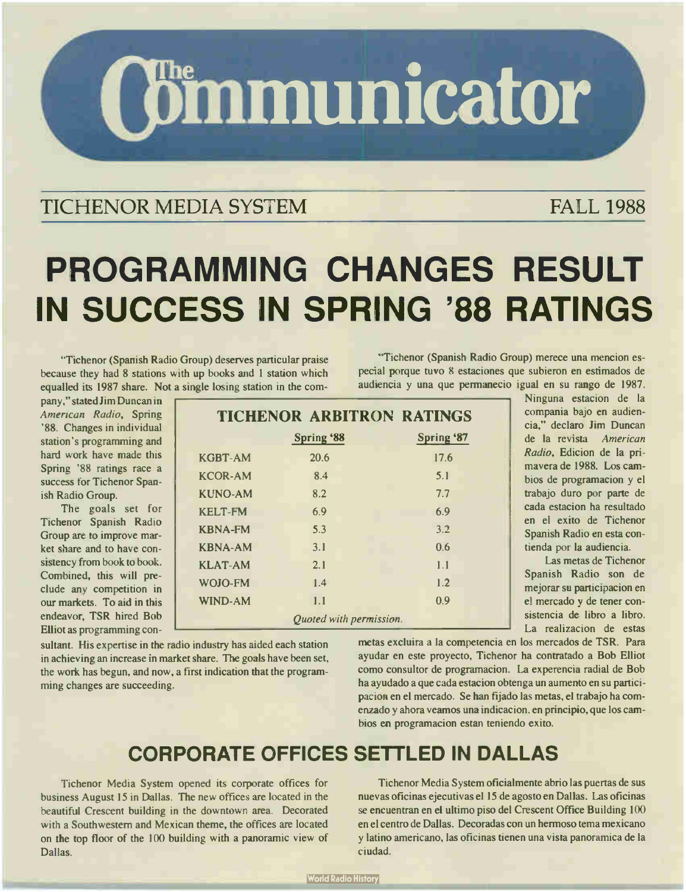# The Communicator

TICHENOR MEDIA SYSTEM — FALL 1988

# PROGRAMMING CHANGES RESULT IN SUCCESS IN SPRING '88 RATINGS

"Tichenor (Spanish Radio Group) deserves particular praise because they had 8 stations with up books and 1 station which equalled its 1987 share. Not a single losing station in the company," stated Jim Duncan in *American Radio*, Spring '88. Changes in individual station's programming and hard work have made this Spring '88 ratings race a success for Tichenor Spanish Radio Group.

The goals set for Tichenor Spanish Radio Group are to improve market share and to have consistency from book to book. Combined, this will preclude any competition in our markets. To aid in this endeavor, TSR hired Bob Elliot as programming consultant. His expertise in the radio industry has aided each station in achieving an increase in market share. The goals have been set, the work has begun, and now, a first indication that the programming changes are succeeding.

**TICHENOR ARBITRON RATINGS**

| | Spring '88 | Spring '87 |
|---|---|---|
| KGBT-AM | 20.6 | 17.6 |
| KCOR-AM | 8.4 | 5.1 |
| KUNO-AM | 8.2 | 7.7 |
| KELT-FM | 6.9 | 6.9 |
| KBNA-FM | 5.3 | 3.2 |
| KBNA-AM | 3.1 | 0.6 |
| KLAT-AM | 2.1 | 1.1 |
| WOJO-FM | 1.4 | 1.2 |
| WIND-AM | 1.1 | 0.9 |

*Quoted with permission.*

"Tichenor (Spanish Radio Group) merece una mencion especial porque tuvo 8 estaciones que subieron en estimados de audiencia y una que permanecio igual en su rango de 1987. Ninguna estacion de la compania bajo en audiencia," declaro Jim Duncan de la revista *American Radio*, Edicion de la primavera de 1988. Los cambios de programacion y el trabajo duro por parte de cada estacion ha resultado en el exito de Tichenor Spanish Radio en esta contienda por la audiencia.

Las metas de Tichenor Spanish Radio son de mejorar su participacion en el mercado y de tener consistencia de libro a libro. La realizacion de estas metas excluira a la competencia en los mercados de TSR. Para ayudar en este proyecto, Tichenor ha contratado a Bob Elliot como consultor de programacion. La experiencia radial de Bob ha ayudado a que cada estacion obtenga un aumento en su participacion en el mercado. Se han fijado las metas, el trabajo ha comenzado y ahora veamos una indicacion, en principio, que los cambios en programacion estan teniendo exito.

## CORPORATE OFFICES SETTLED IN DALLAS

Tichenor Media System opened its corporate offices for business August 15 in Dallas. The new offices are located in the beautiful Crescent building in the downtown area. Decorated with a Southwestern and Mexican theme, the offices are located on the top floor of the 100 building with a panoramic view of Dallas.

Tichenor Media System oficialmente abrio las puertas de sus nuevas oficinas ejecutivas el 15 de agosto en Dallas. Las oficinas se encuentran en el ultimo piso del Crescent Office Building 100 en el centro de Dallas. Decoradas con un hermoso tema mexicano y latino americano, las oficinas tienen una vista panoramica de la ciudad.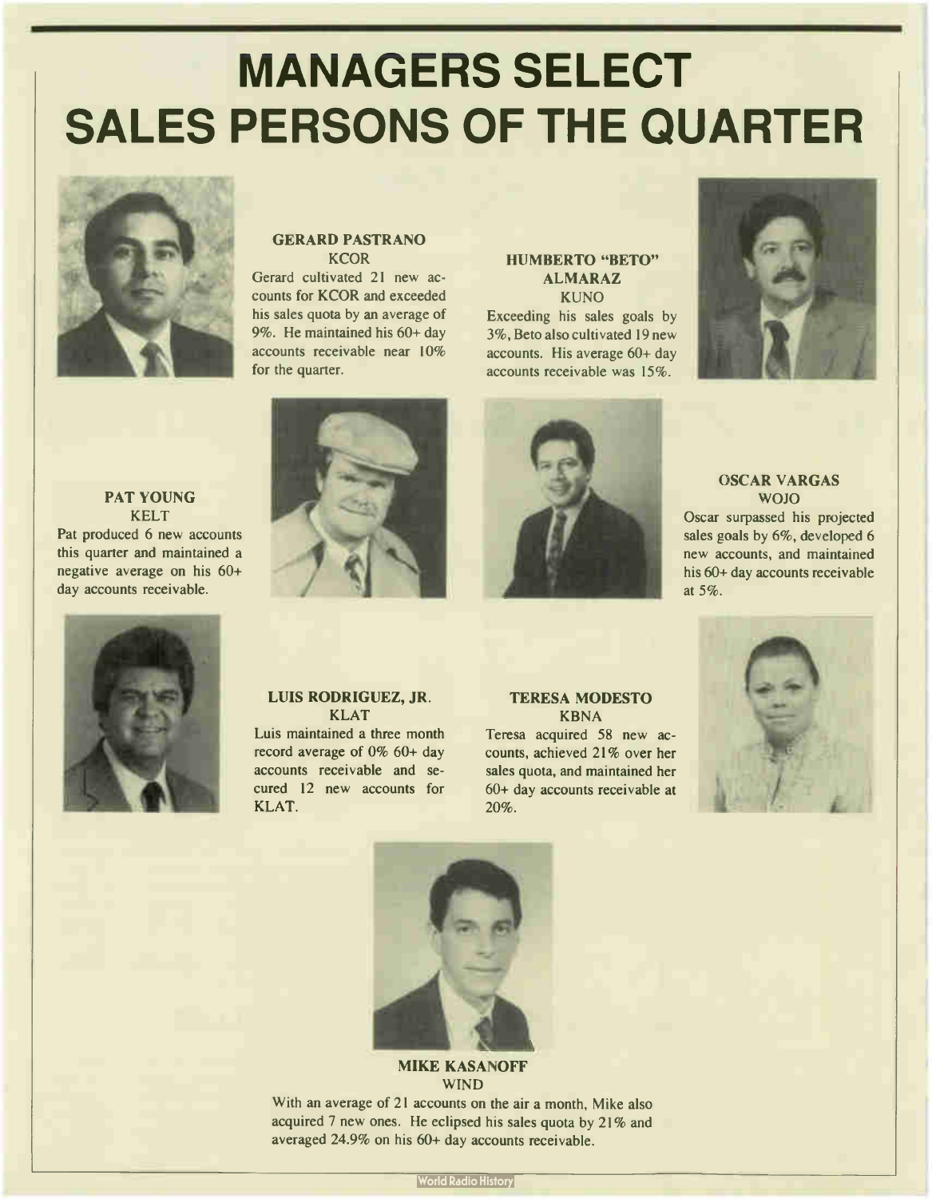# MANAGERS SELECT SALES PERSONS OF THE QUARTER

**GERARD PASTRANO**
KCOR

Gerard cultivated 21 new accounts for KCOR and exceeded his sales quota by an average of 9%. He maintained his 60+ day accounts receivable near 10% for the quarter.

**HUMBERTO "BETO" ALMARAZ**
KUNO

Exceeding his sales goals by 3%, Beto also cultivated 19 new accounts. His average 60+ day accounts receivable was 15%.

**PAT YOUNG**
KELT

Pat produced 6 new accounts this quarter and maintained a negative average on his 60+ day accounts receivable.

**OSCAR VARGAS**
WOJO

Oscar surpassed his projected sales goals by 6%, developed 6 new accounts, and maintained his 60+ day accounts receivable at 5%.

**LUIS RODRIGUEZ, JR.**
KLAT

Luis maintained a three month record average of 0% 60+ day accounts receivable and secured 12 new accounts for KLAT.

**TERESA MODESTO**
KBNA

Teresa acquired 58 new accounts, achieved 21% over her sales quota, and maintained her 60+ day accounts receivable at 20%.

**MIKE KASANOFF**
WIND

With an average of 21 accounts on the air a month, Mike also acquired 7 new ones. He eclipsed his sales quota by 21% and averaged 24.9% on his 60+ day accounts receivable.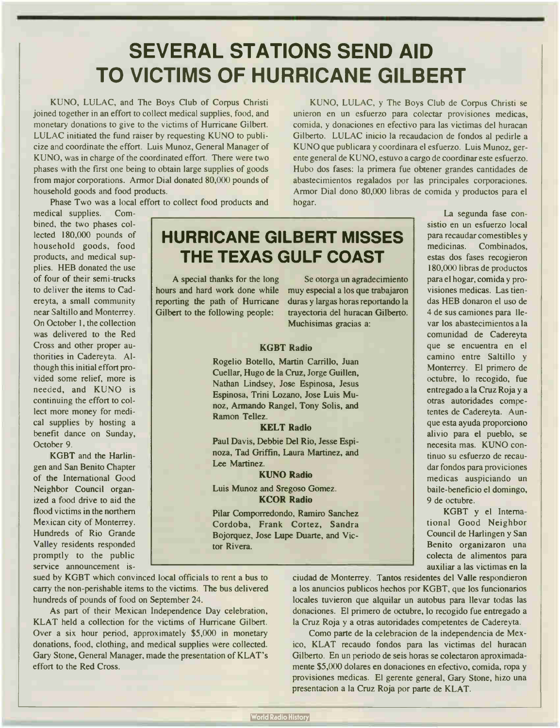# SEVERAL STATIONS SEND AID TO VICTIMS OF HURRICANE GILBERT

KUNO, LULAC, and The Boys Club of Corpus Christi joined together in an effort to collect medical supplies, food, and monetary donations to give to the victims of Hurricane Gilbert. LULAC initiated the fund raiser by requesting KUNO to publicize and coordinate the effort. Luis Munoz, General Manager of KUNO, was in charge of the coordinated effort. There were two phases with the first one being to obtain large supplies of goods from major corporations. Armor Dial donated 80,000 pounds of household goods and food products.

Phase Two was a local effort to collect food products and medical supplies. Combined, the two phases collected 180,000 pounds of household goods, food products, and medical supplies. HEB donated the use of four of their semi-trucks to deliver the items to Cadereyta, a small community near Saltillo and Monterrey. On October 1, the collection was delivered to the Red Cross and other proper authorities in Cadereyta. Although this initial effort provided some relief, more is needed, and KUNO is continuing the effort to collect more money for medical supplies by hosting a benefit dance on Sunday, October 9.

KGBT and the Harlingen and San Benito Chapter of the International Good Neighbor Council organized a food drive to aid the flood victims in the northern Mexican city of Monterrey. Hundreds of Rio Grande Valley residents responded promptly to the public service announcement issued by KGBT which convinced local officials to rent a bus to carry the non-perishable items to the victims. The bus delivered hundreds of pounds of food on September 24.

As part of their Mexican Independence Day celebration, KLAT held a collection for the victims of Hurricane Gilbert. Over a six hour period, approximately $5,000 in monetary donations, food, clothing, and medical supplies were collected. Gary Stone, General Manager, made the presentation of KLAT's effort to the Red Cross.

KUNO, LULAC, y The Boys Club de Corpus Christi se unieron en un esfuerzo para colectar provisiones medicas, comida, y donaciones en efectivo para las victimas del huracan Gilberto. LULAC inicio la recaudacion de fondos al pedirle a KUNO que publicara y coordinara el esfuerzo. Luis Munoz, gerente general de KUNO, estuvo a cargo de coordinar este esfuerzo. Hubo dos fases: la primera fue obtener grandes cantidades de abastecimientos regalados por las principales corporaciones. Armor Dial dono 80,000 libras de comida y productos para el hogar.

La segunda fase consistio en un esfuerzo local para recaudar comestibles y medicinas. Combinados, estas dos fases recogieron 180,000 libras de productos para el hogar, comida y provisiones medicas. Las tiendas HEB donaron el uso de 4 de sus camiones para llevar los abastecimientos a la comunidad de Cadereyta que se encuentra en el camino entre Saltillo y Monterrey. El primero de octubre, lo recogido, fue entregado a la Cruz Roja y a otras autoridades competentes de Cadereyta. Aunque esta ayuda proporciono alivio para el pueblo, se necesita mas. KUNO continuo su esfuerzo de recaudar fondos para proviciones medicas auspiciando un baile-beneficio el domingo, 9 de octubre.

KGBT y el International Good Neighbor Council de Harlingen y San Benito organizaron una colecta de alimentos para auxiliar a las victimas en la ciudad de Monterrey. Tantos residentes del Valle respondieron a los anuncios publicos hechos por KGBT, que los funcionarios locales tuvieron que alquilar un autobus para llevar todas las donaciones. El primero de octubre, lo recogido fue entregado a la Cruz Roja y a otras autoridades competentes de Cadereyta.

Como parte de la celebracion de la independencia de Mexico, KLAT recaudo fondos para las victimas del huracan Gilberto. En un periodo de seis horas se colectaron aproximadamente $5,000 dolares en donaciones en efectivo, comida, ropa y provisiones medicas. El gerente general, Gary Stone, hizo una presentacion a la Cruz Roja por parte de KLAT.

## HURRICANE GILBERT MISSES THE TEXAS GULF COAST

A special thanks for the long hours and hard work done while reporting the path of Hurricane Gilbert to the following people:

Se otorga un agradecimiento muy especial a los que trabajaron duras y largas horas reportando la trayectoria del huracan Gilberto. Muchisimas gracias a:

**KGBT Radio**

Rogelio Botello, Martin Carrillo, Juan Cuellar, Hugo de la Cruz, Jorge Guillen, Nathan Lindsey, Jose Espinosa, Jesus Espinosa, Trini Lozano, Jose Luis Munoz, Armando Rangel, Tony Solis, and Ramon Tellez.

**KELT Radio**

Paul Davis, Debbie Del Rio, Jesse Espinoza, Tad Griffin, Laura Martinez, and Lee Martinez.

**KUNO Radio**

Luis Munoz and Sregoso Gomez.

**KCOR Radio**

Pilar Comporredondo, Ramiro Sanchez Cordoba, Frank Cortez, Sandra Bojorquez, Jose Lupe Duarte, and Victor Rivera.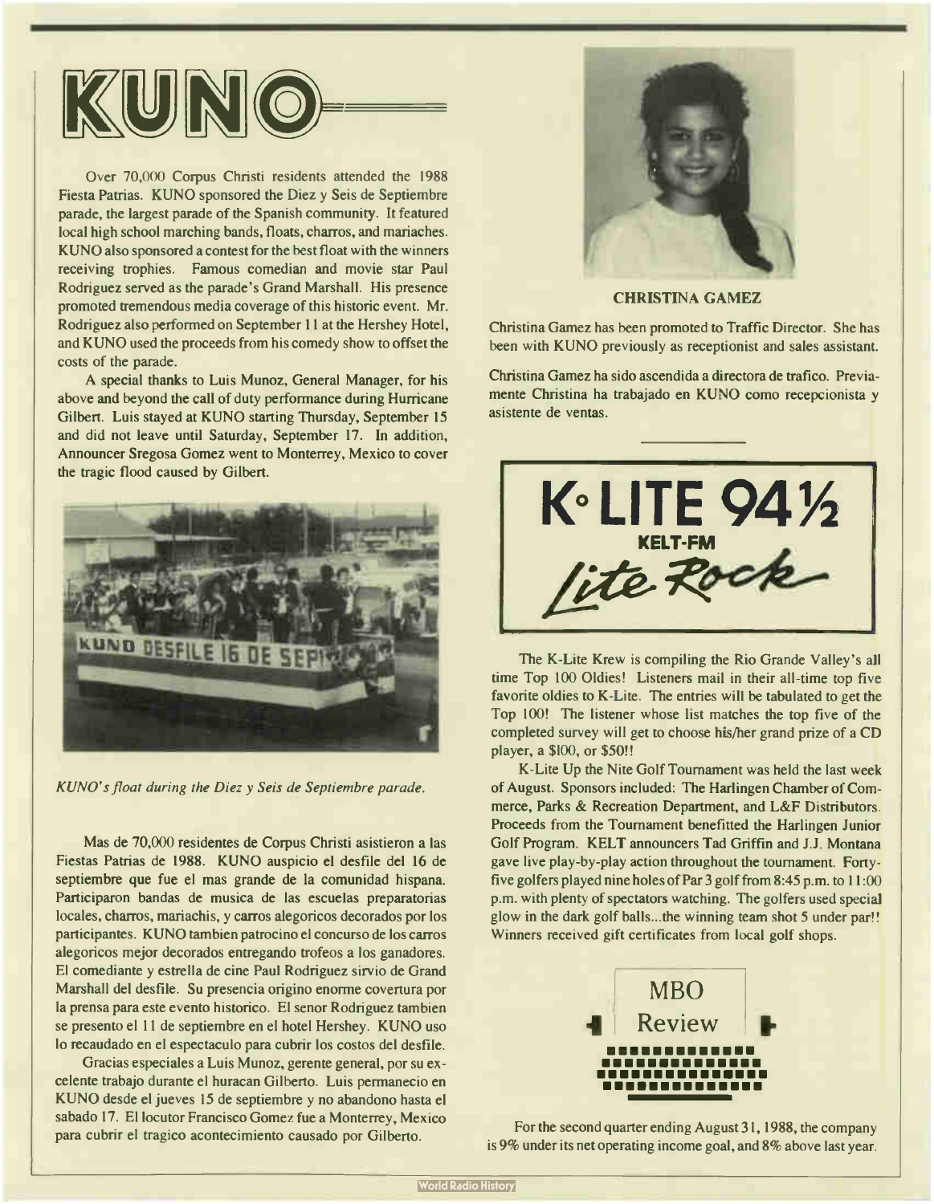# KUNO

Over 70,000 Corpus Christi residents attended the 1988 Fiesta Patrias. KUNO sponsored the Diez y Seis de Septiembre parade, the largest parade of the Spanish community. It featured local high school marching bands, floats, charros, and mariaches. KUNO also sponsored a contest for the best float with the winners receiving trophies. Famous comedian and movie star Paul Rodriguez served as the parade's Grand Marshall. His presence promoted tremendous media coverage of this historic event. Mr. Rodriguez also performed on September 11 at the Hershey Hotel, and KUNO used the proceeds from his comedy show to offset the costs of the parade.

A special thanks to Luis Munoz, General Manager, for his above and beyond the call of duty performance during Hurricane Gilbert. Luis stayed at KUNO starting Thursday, September 15 and did not leave until Saturday, September 17. In addition, Announcer Sregosa Gomez went to Monterrey, Mexico to cover the tragic flood caused by Gilbert.

*KUNO's float during the Diez y Seis de Septiembre parade.*

Mas de 70,000 residentes de Corpus Christi asistieron a las Fiestas Patrias de 1988. KUNO auspicio el desfile del 16 de septiembre que fue el mas grande de la comunidad hispana. Participaron bandas de musica de las escuelas preparatorias locales, charros, mariachis, y carros alegoricos decorados por los participantes. KUNO tambien patrocino el concurso de los carros alegoricos mejor decorados entregando trofeos a los ganadores. El comediante y estrella de cine Paul Rodriguez sirvio de Grand Marshall del desfile. Su presencia origino enorme covertura por la prensa para este evento historico. El senor Rodriguez tambien se presento el 11 de septiembre en el hotel Hershey. KUNO uso lo recaudado en el espectaculo para cubrir los costos del desfile.

Gracias especiales a Luis Munoz, gerente general, por su excelente trabajo durante el huracan Gilberto. Luis permanecio en KUNO desde el jueves 15 de septiembre y no abandono hasta el sabado 17. El locutor Francisco Gomez fue a Monterrey, Mexico para cubrir el tragico acontecimiento causado por Gilberto.

**CHRISTINA GAMEZ**

Christina Gamez has been promoted to Traffic Director. She has been with KUNO previously as receptionist and sales assistant.

Christina Gamez ha sido ascendida a directora de trafico. Previamente Christina ha trabajado en KUNO como recepcionista y asistente de ventas.

---

# K·LITE 94½

**KELT-FM**

*Lite Rock*

The K-Lite Krew is compiling the Rio Grande Valley's all time Top 100 Oldies! Listeners mail in their all-time top five favorite oldies to K-Lite. The entries will be tabulated to get the Top 100! The listener whose list matches the top five of the completed survey will get to choose his/her grand prize of a CD player, a $100, or $50!!

K-Lite Up the Nite Golf Tournament was held the last week of August. Sponsors included: The Harlingen Chamber of Commerce, Parks & Recreation Department, and L&F Distributors. Proceeds from the Tournament benefitted the Harlingen Junior Golf Program. KELT announcers Tad Griffin and J.J. Montana gave live play-by-play action throughout the tournament. Forty-five golfers played nine holes of Par 3 golf from 8:45 p.m. to 11:00 p.m. with plenty of spectators watching. The golfers used special glow in the dark golf balls...the winning team shot 5 under par!! Winners received gift certificates from local golf shops.

## MBO Review

For the second quarter ending August 31, 1988, the company is 9% under its net operating income goal, and 8% above last year.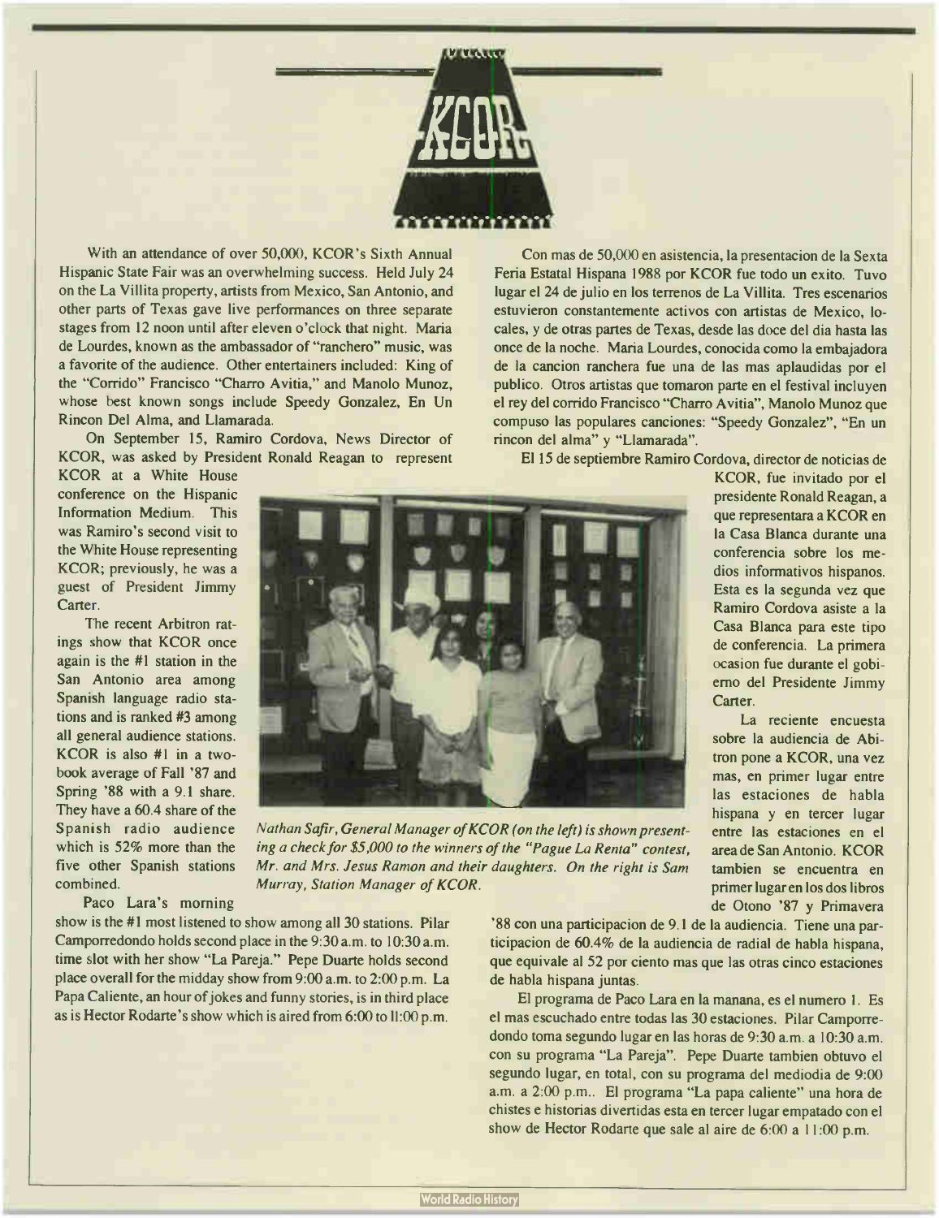# KCOR

With an attendance of over 50,000, KCOR's Sixth Annual Hispanic State Fair was an overwhelming success. Held July 24 on the La Villita property, artists from Mexico, San Antonio, and other parts of Texas gave live performances on three separate stages from 12 noon until after eleven o'clock that night. Maria de Lourdes, known as the ambassador of "ranchero" music, was a favorite of the audience. Other entertainers included: King of the "Corrido" Francisco "Charro Avitia," and Manolo Munoz, whose best known songs include Speedy Gonzalez, En Un Rincon Del Alma, and Llamarada.

On September 15, Ramiro Cordova, News Director of KCOR, was asked by President Ronald Reagan to represent KCOR at a White House conference on the Hispanic Information Medium. This was Ramiro's second visit to the White House representing KCOR; previously, he was a guest of President Jimmy Carter.

The recent Arbitron ratings show that KCOR once again is the #1 station in the San Antonio area among Spanish language radio stations and is ranked #3 among all general audience stations. KCOR is also #1 in a two-book average of Fall '87 and Spring '88 with a 9.1 share. They have a 60.4 share of the Spanish radio audience which is 52% more than the five other Spanish stations combined.

Paco Lara's morning show is the #1 most listened to show among all 30 stations. Pilar Camporredondo holds second place in the 9:30 a.m. to 10:30 a.m. time slot with her show "La Pareja." Pepe Duarte holds second place overall for the midday show from 9:00 a.m. to 2:00 p.m. La Papa Caliente, an hour of jokes and funny stories, is in third place as is Hector Rodarte's show which is aired from 6:00 to 11:00 p.m.

*Nathan Safir, General Manager of KCOR (on the left) is shown presenting a check for $5,000 to the winners of the "Pague La Renta" contest, Mr. and Mrs. Jesus Ramon and their daughters. On the right is Sam Murray, Station Manager of KCOR.*

Con mas de 50,000 en asistencia, la presentacion de la Sexta Feria Estatal Hispana 1988 por KCOR fue todo un exito. Tuvo lugar el 24 de julio en los terrenos de La Villita. Tres escenarios estuvieron constantemente activos con artistas de Mexico, locales, y de otras partes de Texas, desde las doce del dia hasta las once de la noche. Maria Lourdes, conocida como la embajadora de la cancion ranchera fue una de las mas aplaudidas por el publico. Otros artistas que tomaron parte en el festival incluyen el rey del corrido Francisco "Charro Avitia", Manolo Munoz que compuso las populares canciones: "Speedy Gonzalez", "En un rincon del alma" y "Llamarada".

El 15 de septiembre Ramiro Cordova, director de noticias de KCOR, fue invitado por el presidente Ronald Reagan, a que representara a KCOR en la Casa Blanca durante una conferencia sobre los medios informativos hispanos. Esta es la segunda vez que Ramiro Cordova asiste a la Casa Blanca para este tipo de conferencia. La primera ocasion fue durante el gobierno del Presidente Jimmy Carter.

La reciente encuesta sobre la audiencia de Abitron pone a KCOR, una vez mas, en primer lugar entre las estaciones de habla hispana y en tercer lugar entre las estaciones en el area de San Antonio. KCOR tambien se encuentra en primer lugar en los dos libros de Otono '87 y Primavera '88 con una participacion de 9.1 de la audiencia. Tiene una participacion de 60.4% de la audiencia de radial de habla hispana, que equivale al 52 por ciento mas que las otras cinco estaciones de habla hispana juntas.

El programa de Paco Lara en la manana, es el numero 1. Es el mas escuchado entre todas las 30 estaciones. Pilar Camporredondo toma segundo lugar en las horas de 9:30 a.m. a 10:30 a.m. con su programa "La Pareja". Pepe Duarte tambien obtuvo el segundo lugar, en total, con su programa del mediodia de 9:00 a.m. a 2:00 p.m.. El programa "La papa caliente" una hora de chistes e historias divertidas esta en tercer lugar empatado con el show de Hector Rodarte que sale al aire de 6:00 a 11:00 p.m.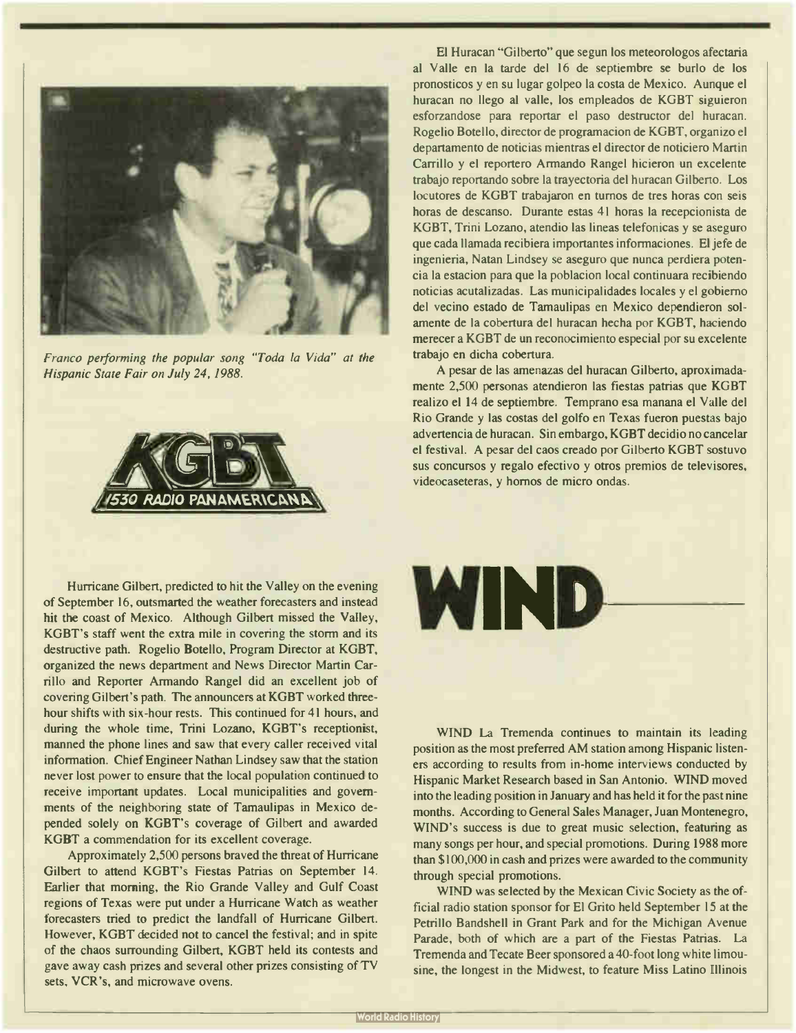*Franco performing the popular song "Toda la Vida" at the Hispanic State Fair on July 24, 1988.*

El Huracan "Gilberto" que segun los meteorologos afectaria al Valle en la tarde del 16 de septiembre se burlo de los pronosticos y en su lugar golpeo la costa de Mexico. Aunque el huracan no llego al valle, los empleados de KGBT siguieron esforzandose para reportar el paso destructor del huracan. Rogelio Botello, director de programacion de KGBT, organizo el departamento de noticias mientras el director de noticiero Martin Carrillo y el reportero Armando Rangel hicieron un excelente trabajo reportando sobre la trayectoria del huracan Gilberto. Los locutores de KGBT trabajaron en turnos de tres horas con seis horas de descanso. Durante estas 41 horas la recepcionista de KGBT, Trini Lozano, atendio las lineas telefonicas y se aseguro que cada llamada recibiera importantes informaciones. El jefe de ingenieria, Natan Lindsey se aseguro que nunca perdiera potencia la estacion para que la poblacion local continuara recibiendo noticias acutalizadas. Las municipalidades locales y el gobierno del vecino estado de Tamaulipas en Mexico dependieron solamente de la cobertura del huracan hecha por KGBT, haciendo merecer a KGBT de un reconocimiento especial por su excelente trabajo en dicha cobertura.

A pesar de las amenazas del huracan Gilberto, aproximadamente 2,500 personas atendieron las fiestas patrias que KGBT realizo el 14 de septiembre. Temprano esa manana el Valle del Rio Grande y las costas del golfo en Texas fueron puestas bajo advertencia de huracan. Sin embargo, KGBT decidio no cancelar el festival. A pesar del caos creado por Gilberto KGBT sostuvo sus concursos y regalo efectivo y otros premios de televisores, videocaseteras, y hornos de micro ondas.

KGBT 1530 RADIO PANAMERICANA

Hurricane Gilbert, predicted to hit the Valley on the evening of September 16, outsmarted the weather forecasters and instead hit the coast of Mexico. Although Gilbert missed the Valley, KGBT's staff went the extra mile in covering the storm and its destructive path. Rogelio Botello, Program Director at KGBT, organized the news department and News Director Martin Carrillo and Reporter Armando Rangel did an excellent job of covering Gilbert's path. The announcers at KGBT worked three-hour shifts with six-hour rests. This continued for 41 hours, and during the whole time, Trini Lozano, KGBT's receptionist, manned the phone lines and saw that every caller received vital information. Chief Engineer Nathan Lindsey saw that the station never lost power to ensure that the local population continued to receive important updates. Local municipalities and governments of the neighboring state of Tamaulipas in Mexico depended solely on KGBT's coverage of Gilbert and awarded KGBT a commendation for its excellent coverage.

Approximately 2,500 persons braved the threat of Hurricane Gilbert to attend KGBT's Fiestas Patrias on September 14. Earlier that morning, the Rio Grande Valley and Gulf Coast regions of Texas were put under a Hurricane Watch as weather forecasters tried to predict the landfall of Hurricane Gilbert. However, KGBT decided not to cancel the festival; and in spite of the chaos surrounding Gilbert, KGBT held its contests and gave away cash prizes and several other prizes consisting of TV sets, VCR's, and microwave ovens.

# WIND

WIND La Tremenda continues to maintain its leading position as the most preferred AM station among Hispanic listeners according to results from in-home interviews conducted by Hispanic Market Research based in San Antonio. WIND moved into the leading position in January and has held it for the past nine months. According to General Sales Manager, Juan Montenegro, WIND's success is due to great music selection, featuring as many songs per hour, and special promotions. During 1988 more than $100,000 in cash and prizes were awarded to the community through special promotions.

WIND was selected by the Mexican Civic Society as the official radio station sponsor for El Grito held September 15 at the Petrillo Bandshell in Grant Park and for the Michigan Avenue Parade, both of which are a part of the Fiestas Patrias. La Tremenda and Tecate Beer sponsored a 40-foot long white limousine, the longest in the Midwest, to feature Miss Latino Illinois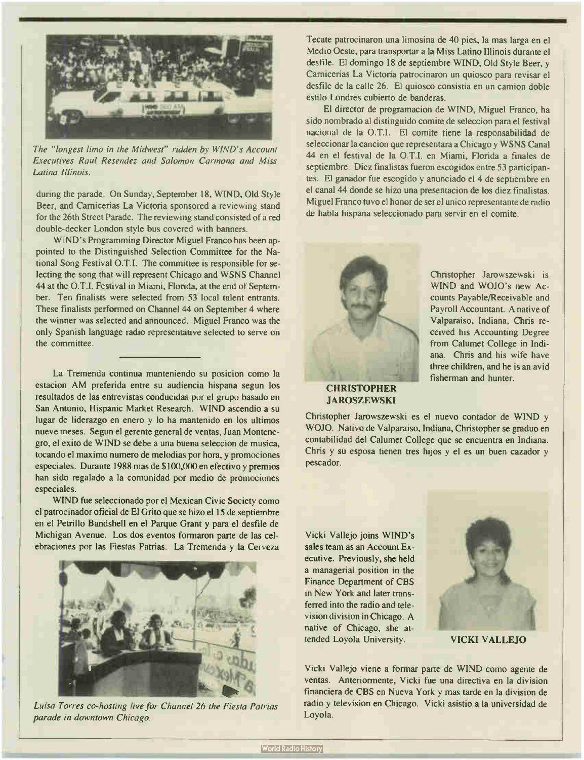*The "longest limo in the Midwest" ridden by WIND's Account Executives Raul Resendez and Salomon Carmona and Miss Latina Illinois.*

during the parade. On Sunday, September 18, WIND, Old Style Beer, and Carnicerias La Victoria sponsored a reviewing stand for the 26th Street Parade. The reviewing stand consisted of a red double-decker London style bus covered with banners.

WIND's Programming Director Miguel Franco has been appointed to the Distinguished Selection Committee for the National Song Festival O.T.I. The committee is responsible for selecting the song that will represent Chicago and WSNS Channel 44 at the O.T.I. Festival in Miami, Florida, at the end of September. Ten finalists were selected from 53 local talent entrants. These finalists performed on Channel 44 on September 4 where the winner was selected and announced. Miguel Franco was the only Spanish language radio representative selected to serve on the committee.

---

La Tremenda continua manteniendo su posicion como la estacion AM preferida entre su audiencia hispana segun los resultados de las entrevistas conducidas por el grupo basado en San Antonio, Hispanic Market Research. WIND ascendio a su lugar de liderazgo en enero y lo ha mantenido en los ultimos nueve meses. Segun el gerente general de ventas, Juan Montenegro, el exito de WIND se debe a una buena seleccion de musica, tocando el maximo numero de melodias por hora, y promociones especiales. Durante 1988 mas de $100,000 en efectivo y premios han sido regalado a la comunidad por medio de promociones especiales.

WIND fue seleccionado por el Mexican Civic Society como el patrocinador oficial de El Grito que se hizo el 15 de septiembre en el Petrillo Bandshell en el Parque Grant y para el desfile de Michigan Avenue. Los dos eventos formaron parte de las celebraciones por las Fiestas Patrias. La Tremenda y la Cerveza Tecate patrocinaron una limosina de 40 pies, la mas larga en el Medio Oeste, para transportar a la Miss Latino Illinois durante el desfile. El domingo 18 de septiembre WIND, Old Style Beer, y Carnicerias La Victoria patrocinaron un quiosco para revisar el desfile de la calle 26. El quiosco consistia en un camion doble estilo Londres cubierto de banderas.

*Luisa Torres co-hosting live for Channel 26 the Fiesta Patrias parade in downtown Chicago.*

El director de programacion de WIND, Miguel Franco, ha sido nombrado al distinguido comite de seleccion para el festival nacional de la O.T.I. El comite tiene la responsabilidad de seleccionar la cancion que representara a Chicago y WSNS Canal 44 en el festival de la O.T.I. en Miami, Florida a finales de septiembre. Diez finalistas fueron escogidos entre 53 participantes. El ganador fue escogido y anunciado el 4 de septiembre en el canal 44 donde se hizo una presentacion de los diez finalistas. Miguel Franco tuvo el honor de ser el unico representante de radio de habla hispana seleccionado para servir en el comite.

**CHRISTOPHER JAROSZEWSKI**

Christopher Jarowszewski is WIND and WOJO's new Accounts Payable/Receivable and Payroll Accountant. A native of Valparaiso, Indiana, Chris received his Accounting Degree from Calumet College in Indiana. Chris and his wife have three children, and he is an avid fisherman and hunter.

Christopher Jarowszewski es el nuevo contador de WIND y WOJO. Nativo de Valparaiso, Indiana, Christopher se graduo en contabilidad del Calumet College que se encuentra en Indiana. Chris y su esposa tienen tres hijos y el es un buen cazador y pescador.

**VICKI VALLEJO**

Vicki Vallejo joins WIND's sales team as an Account Executive. Previously, she held a managerial position in the Finance Department of CBS in New York and later transferred into the radio and television division in Chicago. A native of Chicago, she attended Loyola University.

Vicki Vallejo viene a formar parte de WIND como agente de ventas. Anteriormente, Vicki fue una directiva en la division financiera de CBS en Nueva York y mas tarde en la division de radio y television en Chicago. Vicki asistio a la universidad de Loyola.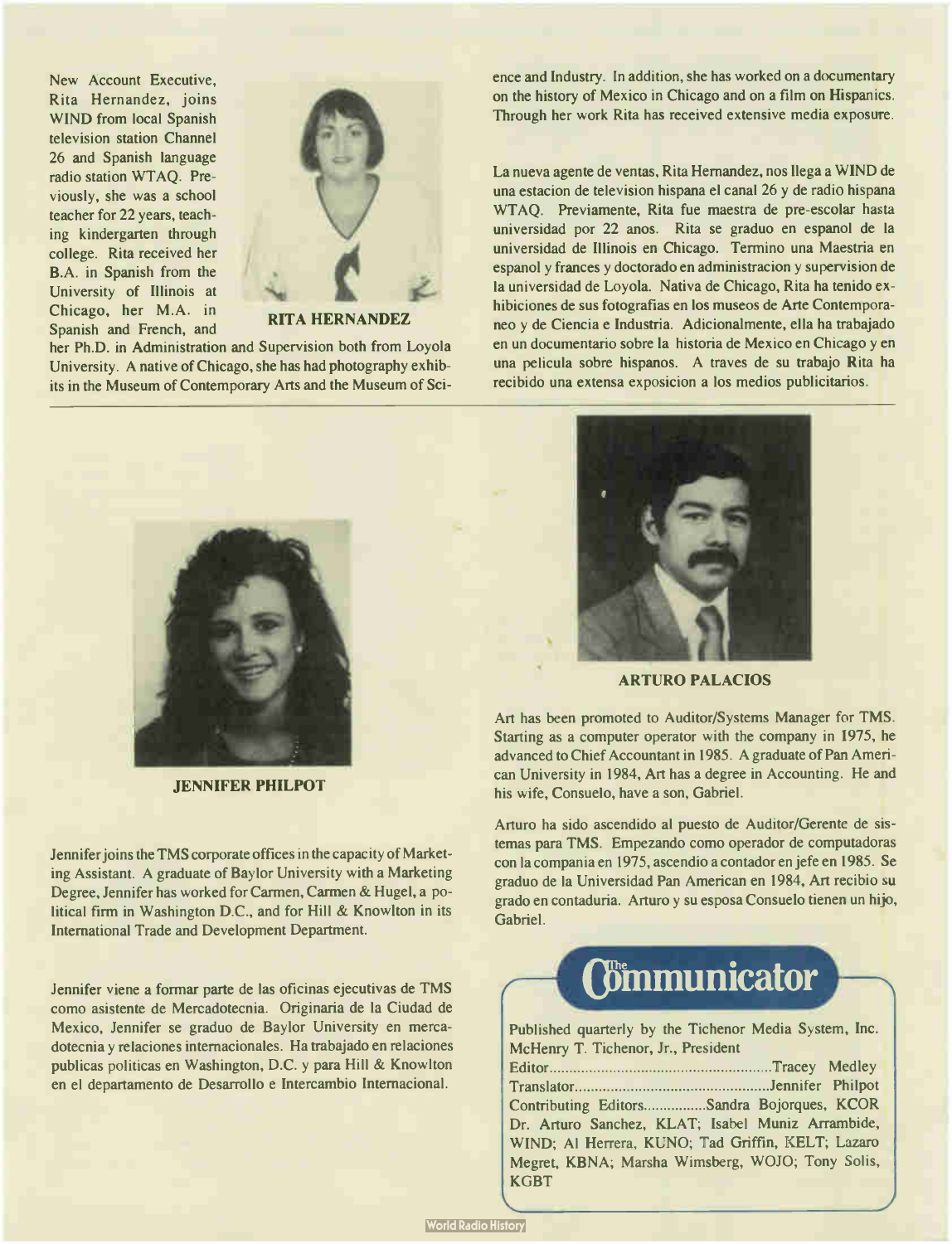New Account Executive, Rita Hernandez, joins WIND from local Spanish television station Channel 26 and Spanish language radio station WTAQ. Previously, she was a school teacher for 22 years, teaching kindergarten through college. Rita received her B.A. in Spanish from the University of Illinois at Chicago, her M.A. in Spanish and French, and her Ph.D. in Administration and Supervision both from Loyola University. A native of Chicago, she has had photography exhibits in the Museum of Contemporary Arts and the Museum of Science and Industry. In addition, she has worked on a documentary on the history of Mexico in Chicago and on a film on Hispanics. Through her work Rita has received extensive media exposure.

**RITA HERNANDEZ**

La nueva agente de ventas, Rita Hernandez, nos llega a WIND de una estacion de television hispana el canal 26 y de radio hispana WTAQ. Previamente, Rita fue maestra de pre-escolar hasta universidad por 22 anos. Rita se graduo en espanol de la universidad de Illinois en Chicago. Termino una Maestria en espanol y frances y doctorado en administracion y supervision de la universidad de Loyola. Nativa de Chicago, Rita ha tenido exhibiciones de sus fotografias en los museos de Arte Contemporaneo y de Ciencia e Industria. Adicionalmente, ella ha trabajado en un documentario sobre la historia de Mexico en Chicago y en una pelicula sobre hispanos. A traves de su trabajo Rita ha recibido una extensa exposicion a los medios publicitarios.

---

**JENNIFER PHILPOT**

Jennifer joins the TMS corporate offices in the capacity of Marketing Assistant. A graduate of Baylor University with a Marketing Degree, Jennifer has worked for Carmen, Carmen & Hugel, a political firm in Washington D.C., and for Hill & Knowlton in its International Trade and Development Department.

Jennifer viene a formar parte de las oficinas ejecutivas de TMS como asistente de Mercadotecnia. Originaria de la Ciudad de Mexico, Jennifer se graduo de Baylor University en mercadotecnia y relaciones internacionales. Ha trabajado en relaciones publicas politicas en Washington, D.C. y para Hill & Knowlton en el departamento de Desarrollo e Intercambio Internacional.

**ARTURO PALACIOS**

Art has been promoted to Auditor/Systems Manager for TMS. Starting as a computer operator with the company in 1975, he advanced to Chief Accountant in 1985. A graduate of Pan American University in 1984, Art has a degree in Accounting. He and his wife, Consuelo, have a son, Gabriel.

Arturo ha sido ascendido al puesto de Auditor/Gerente de sistemas para TMS. Empezando como operador de computadoras con la compania en 1975, ascendio a contador en jefe en 1985. Se graduo de la Universidad Pan American en 1984, Art recibio su grado en contaduria. Arturo y su esposa Consuelo tienen un hijo, Gabriel.

## The Communicator

Published quarterly by the Tichenor Media System, Inc.
McHenry T. Tichenor, Jr., President
Editor....................................................Tracey Medley
Translator..............................................Jennifer Philpot
Contributing Editors...............Sandra Bojorques, KCOR
Dr. Arturo Sanchez, KLAT; Isabel Muniz Arrambide, WIND; Al Herrera, KUNO; Tad Griffin, KELT; Lazaro Megret, KBNA; Marsha Wimsberg, WOJO; Tony Solis, KGBT